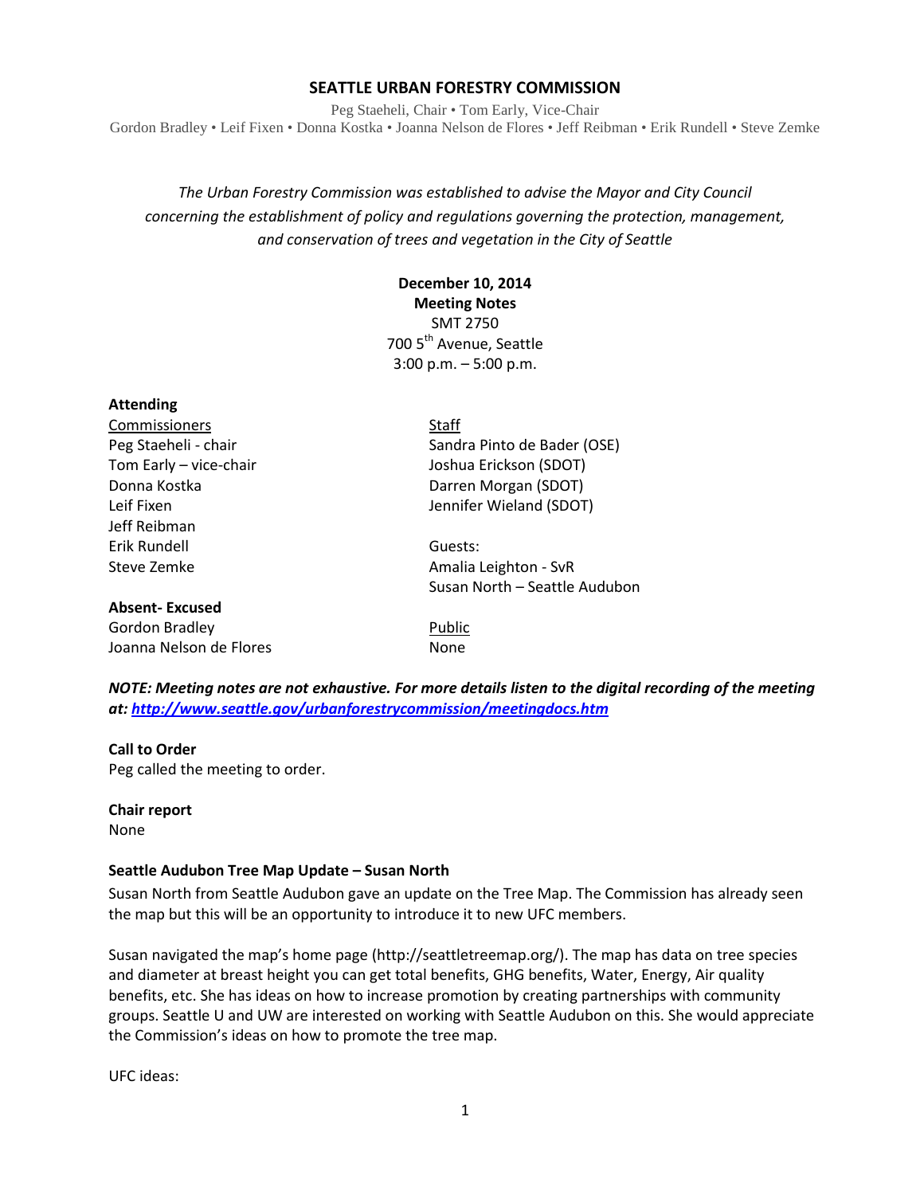# SEATTLE URBAN FORESTRY COMMISSION

Peg Staeheli, Chair • Tom Early, Vice-Chair
Gordon Bradley • Leif Fixen • Donna Kostka • Joanna Nelson de Flores • Jeff Reibman • Erik Rundell • Steve Zemke

*The Urban Forestry Commission was established to advise the Mayor and City Council concerning the establishment of policy and regulations governing the protection, management, and conservation of trees and vegetation in the City of Seattle*

**December 10, 2014**
**Meeting Notes**
SMT 2750
700 5th Avenue, Seattle
3:00 p.m. – 5:00 p.m.

**Attending**

Commissioners
Peg Staeheli - chair
Tom Early – vice-chair
Donna Kostka
Leif Fixen
Jeff Reibman
Erik Rundell
Steve Zemke

Staff
Sandra Pinto de Bader (OSE)
Joshua Erickson (SDOT)
Darren Morgan (SDOT)
Jennifer Wieland (SDOT)

Guests:
Amalia Leighton - SvR
Susan North – Seattle Audubon

**Absent- Excused**
Gordon Bradley
Joanna Nelson de Flores

Public
None

***NOTE: Meeting notes are not exhaustive. For more details listen to the digital recording of the meeting at: [http://www.seattle.gov/urbanforestrycommission/meetingdocs.htm](http://www.seattle.gov/urbanforestrycommission/meetingdocs.htm)***

**Call to Order**
Peg called the meeting to order.

**Chair report**
None

**Seattle Audubon Tree Map Update – Susan North**
Susan North from Seattle Audubon gave an update on the Tree Map. The Commission has already seen the map but this will be an opportunity to introduce it to new UFC members.

Susan navigated the map's home page (http://seattletreemap.org/). The map has data on tree species and diameter at breast height you can get total benefits, GHG benefits, Water, Energy, Air quality benefits, etc. She has ideas on how to increase promotion by creating partnerships with community groups. Seattle U and UW are interested on working with Seattle Audubon on this. She would appreciate the Commission's ideas on how to promote the tree map.

UFC ideas: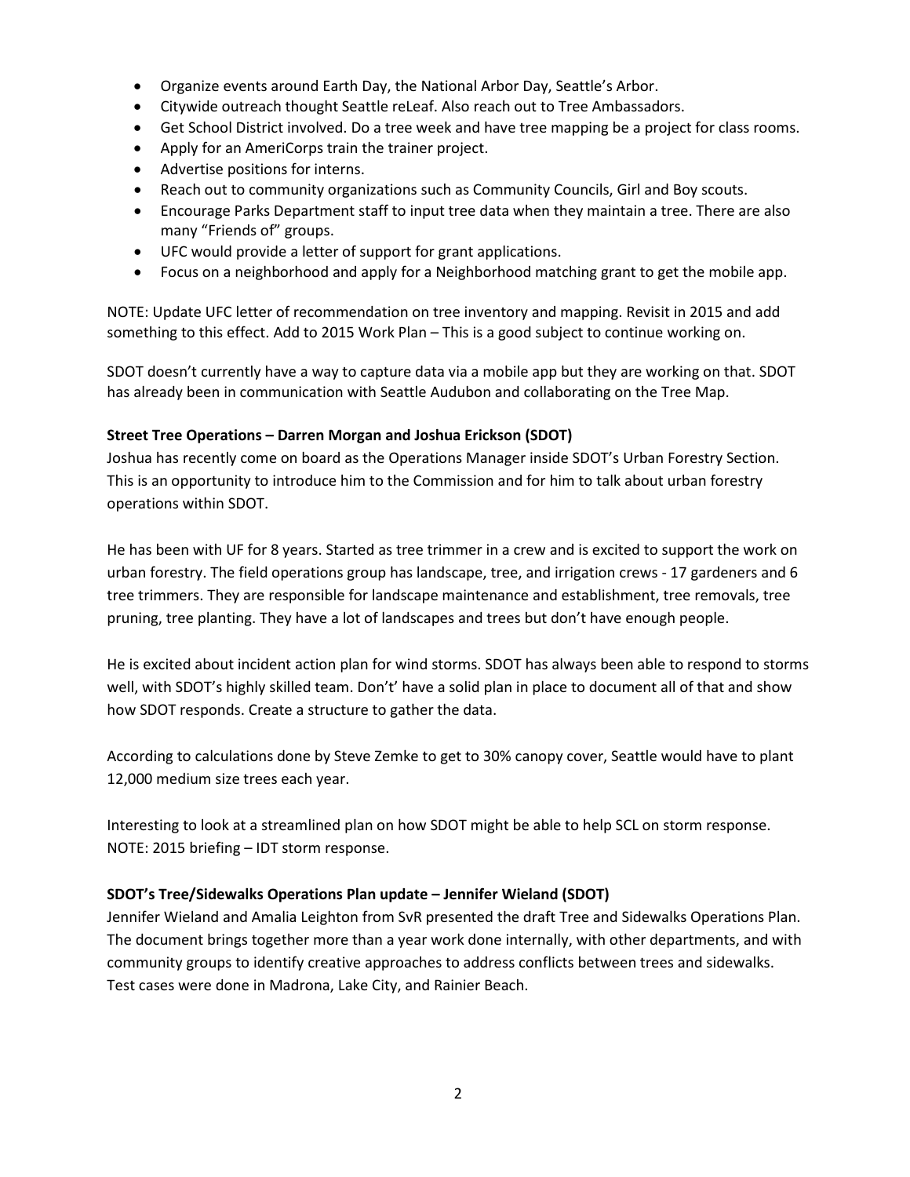- Organize events around Earth Day, the National Arbor Day, Seattle's Arbor.
- Citywide outreach thought Seattle reLeaf. Also reach out to Tree Ambassadors.
- Get School District involved. Do a tree week and have tree mapping be a project for class rooms.
- Apply for an AmeriCorps train the trainer project.
- Advertise positions for interns.
- Reach out to community organizations such as Community Councils, Girl and Boy scouts.
- Encourage Parks Department staff to input tree data when they maintain a tree. There are also many "Friends of" groups.
- UFC would provide a letter of support for grant applications.
- Focus on a neighborhood and apply for a Neighborhood matching grant to get the mobile app.

NOTE: Update UFC letter of recommendation on tree inventory and mapping. Revisit in 2015 and add something to this effect. Add to 2015 Work Plan – This is a good subject to continue working on.

SDOT doesn't currently have a way to capture data via a mobile app but they are working on that. SDOT has already been in communication with Seattle Audubon and collaborating on the Tree Map.

**Street Tree Operations – Darren Morgan and Joshua Erickson (SDOT)**

Joshua has recently come on board as the Operations Manager inside SDOT's Urban Forestry Section. This is an opportunity to introduce him to the Commission and for him to talk about urban forestry operations within SDOT.

He has been with UF for 8 years. Started as tree trimmer in a crew and is excited to support the work on urban forestry. The field operations group has landscape, tree, and irrigation crews - 17 gardeners and 6 tree trimmers. They are responsible for landscape maintenance and establishment, tree removals, tree pruning, tree planting. They have a lot of landscapes and trees but don't have enough people.

He is excited about incident action plan for wind storms. SDOT has always been able to respond to storms well, with SDOT's highly skilled team. Don't' have a solid plan in place to document all of that and show how SDOT responds. Create a structure to gather the data.

According to calculations done by Steve Zemke to get to 30% canopy cover, Seattle would have to plant 12,000 medium size trees each year.

Interesting to look at a streamlined plan on how SDOT might be able to help SCL on storm response. NOTE: 2015 briefing – IDT storm response.

**SDOT's Tree/Sidewalks Operations Plan update – Jennifer Wieland (SDOT)**

Jennifer Wieland and Amalia Leighton from SvR presented the draft Tree and Sidewalks Operations Plan. The document brings together more than a year work done internally, with other departments, and with community groups to identify creative approaches to address conflicts between trees and sidewalks. Test cases were done in Madrona, Lake City, and Rainier Beach.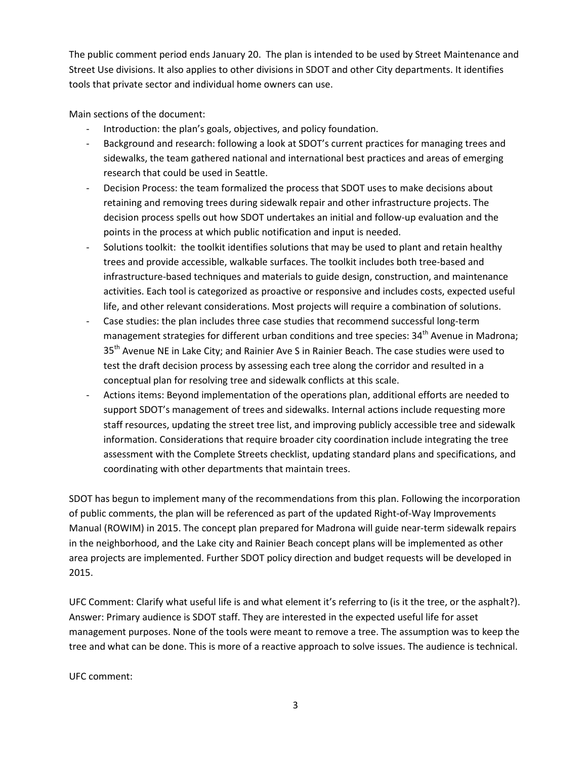The public comment period ends January 20. The plan is intended to be used by Street Maintenance and Street Use divisions. It also applies to other divisions in SDOT and other City departments. It identifies tools that private sector and individual home owners can use.

Main sections of the document:

- Introduction: the plan's goals, objectives, and policy foundation.
- Background and research: following a look at SDOT's current practices for managing trees and sidewalks, the team gathered national and international best practices and areas of emerging research that could be used in Seattle.
- Decision Process: the team formalized the process that SDOT uses to make decisions about retaining and removing trees during sidewalk repair and other infrastructure projects. The decision process spells out how SDOT undertakes an initial and follow-up evaluation and the points in the process at which public notification and input is needed.
- Solutions toolkit: the toolkit identifies solutions that may be used to plant and retain healthy trees and provide accessible, walkable surfaces. The toolkit includes both tree-based and infrastructure-based techniques and materials to guide design, construction, and maintenance activities. Each tool is categorized as proactive or responsive and includes costs, expected useful life, and other relevant considerations. Most projects will require a combination of solutions.
- Case studies: the plan includes three case studies that recommend successful long-term management strategies for different urban conditions and tree species: 34th Avenue in Madrona; 35th Avenue NE in Lake City; and Rainier Ave S in Rainier Beach. The case studies were used to test the draft decision process by assessing each tree along the corridor and resulted in a conceptual plan for resolving tree and sidewalk conflicts at this scale.
- Actions items: Beyond implementation of the operations plan, additional efforts are needed to support SDOT's management of trees and sidewalks. Internal actions include requesting more staff resources, updating the street tree list, and improving publicly accessible tree and sidewalk information. Considerations that require broader city coordination include integrating the tree assessment with the Complete Streets checklist, updating standard plans and specifications, and coordinating with other departments that maintain trees.

SDOT has begun to implement many of the recommendations from this plan. Following the incorporation of public comments, the plan will be referenced as part of the updated Right-of-Way Improvements Manual (ROWIM) in 2015. The concept plan prepared for Madrona will guide near-term sidewalk repairs in the neighborhood, and the Lake city and Rainier Beach concept plans will be implemented as other area projects are implemented. Further SDOT policy direction and budget requests will be developed in 2015.

UFC Comment: Clarify what useful life is and what element it's referring to (is it the tree, or the asphalt?).
Answer: Primary audience is SDOT staff. They are interested in the expected useful life for asset management purposes. None of the tools were meant to remove a tree. The assumption was to keep the tree and what can be done. This is more of a reactive approach to solve issues. The audience is technical.

UFC comment: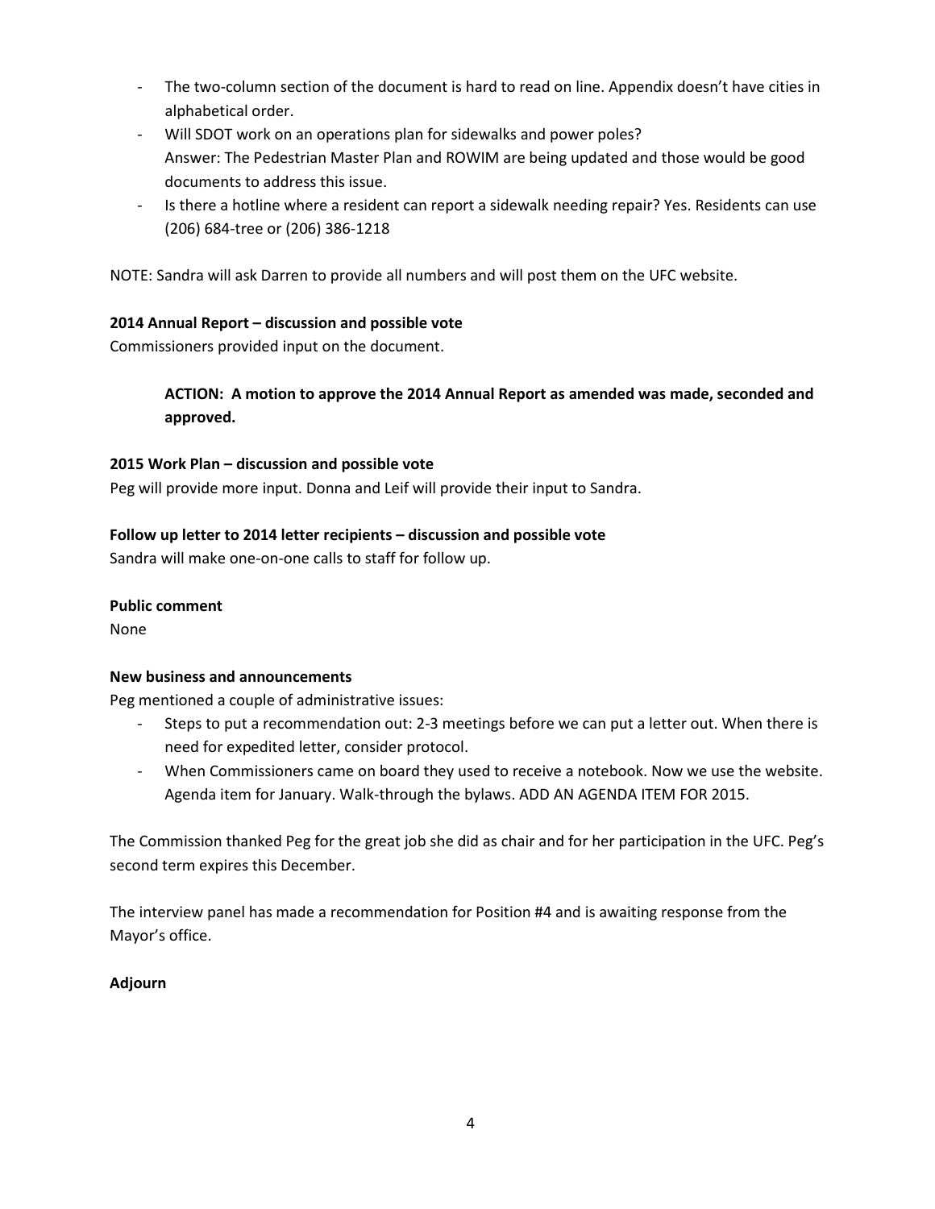- The two-column section of the document is hard to read on line. Appendix doesn't have cities in alphabetical order.
- Will SDOT work on an operations plan for sidewalks and power poles?
  Answer: The Pedestrian Master Plan and ROWIM are being updated and those would be good documents to address this issue.
- Is there a hotline where a resident can report a sidewalk needing repair? Yes. Residents can use (206) 684-tree or (206) 386-1218

NOTE: Sandra will ask Darren to provide all numbers and will post them on the UFC website.

**2014 Annual Report – discussion and possible vote**

Commissioners provided input on the document.

> **ACTION: A motion to approve the 2014 Annual Report as amended was made, seconded and approved.**

**2015 Work Plan – discussion and possible vote**

Peg will provide more input. Donna and Leif will provide their input to Sandra.

**Follow up letter to 2014 letter recipients – discussion and possible vote**

Sandra will make one-on-one calls to staff for follow up.

**Public comment**

None

**New business and announcements**

Peg mentioned a couple of administrative issues:

- Steps to put a recommendation out: 2-3 meetings before we can put a letter out. When there is need for expedited letter, consider protocol.
- When Commissioners came on board they used to receive a notebook. Now we use the website. Agenda item for January. Walk-through the bylaws. ADD AN AGENDA ITEM FOR 2015.

The Commission thanked Peg for the great job she did as chair and for her participation in the UFC. Peg's second term expires this December.

The interview panel has made a recommendation for Position #4 and is awaiting response from the Mayor's office.

**Adjourn**